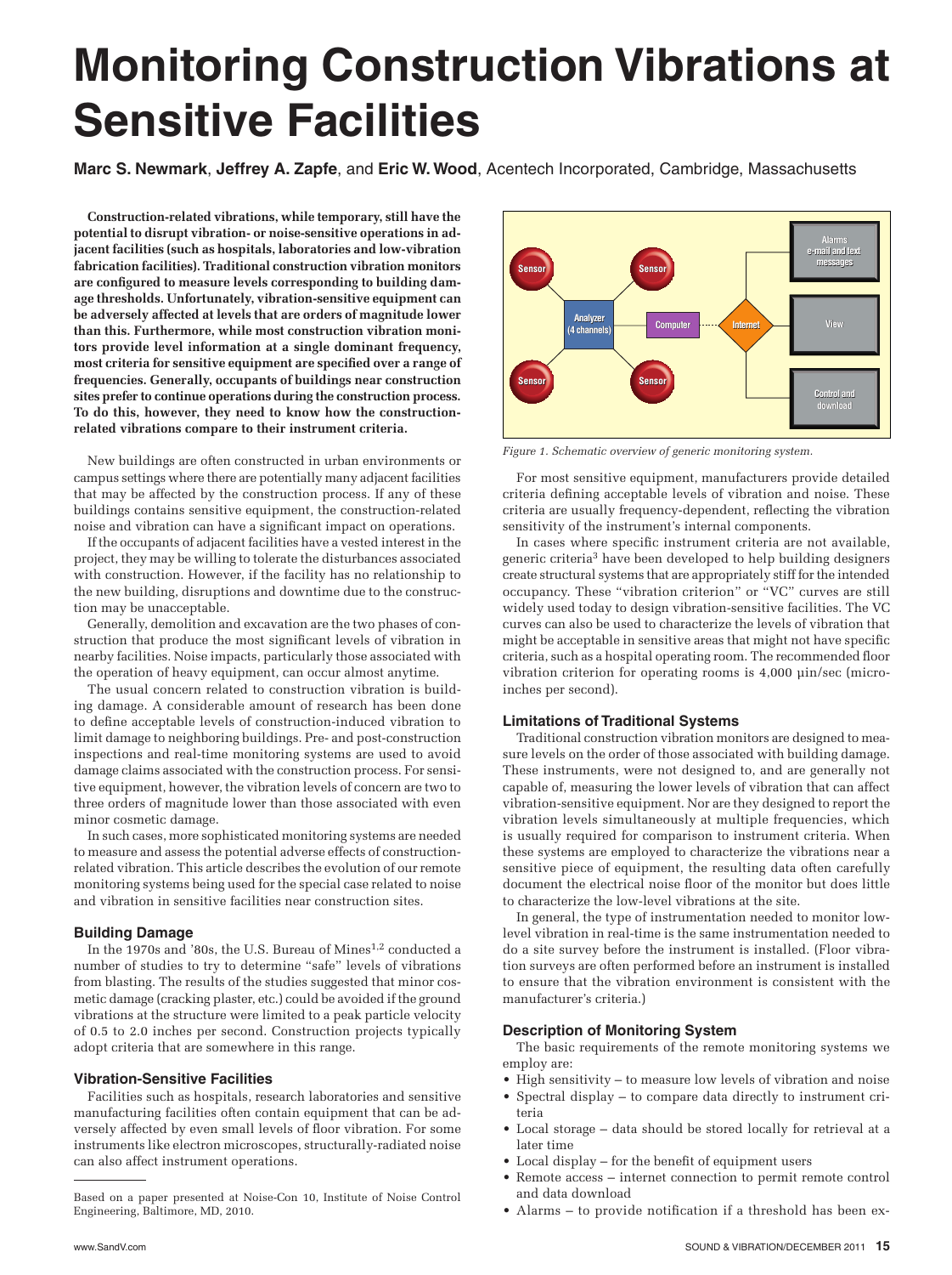# Monitoring Construction Vibrations at Sensitive Facilities

**Marc S. Newmark**, **Jeffrey A. Zapfe**, and **Eric W. Wood**, Acentech Incorporated, Cambridge, Massachusetts

**Construction-related vibrations, while temporary, still have the potential to disrupt vibration- or noise-sensitive operations in adjacent facilities (such as hospitals, laboratories and low-vibration fabrication facilities). Traditional construction vibration monitors are configured to measure levels corresponding to building damage thresholds. Unfortunately, vibration-sensitive equipment can be adversely affected at levels that are orders of magnitude lower than this. Furthermore, while most construction vibration monitors provide level information at a single dominant frequency, most criteria for sensitive equipment are specified over a range of frequencies. Generally, occupants of buildings near construction sites prefer to continue operations during the construction process. To do this, however, they need to know how the construction-related vibrations compare to their instrument criteria.**

New buildings are often constructed in urban environments or campus settings where there are potentially many adjacent facilities that may be affected by the construction process. If any of these buildings contains sensitive equipment, the construction-related noise and vibration can have a significant impact on operations.

If the occupants of adjacent facilities have a vested interest in the project, they may be willing to tolerate the disturbances associated with construction. However, if the facility has no relationship to the new building, disruptions and downtime due to the construction may be unacceptable.

Generally, demolition and excavation are the two phases of construction that produce the most significant levels of vibration in nearby facilities. Noise impacts, particularly those associated with the operation of heavy equipment, can occur almost anytime.

The usual concern related to construction vibration is building damage. A considerable amount of research has been done to define acceptable levels of construction-induced vibration to limit damage to neighboring buildings. Pre- and post-construction inspections and real-time monitoring systems are used to avoid damage claims associated with the construction process. For sensitive equipment, however, the vibration levels of concern are two to three orders of magnitude lower than those associated with even minor cosmetic damage.

In such cases, more sophisticated monitoring systems are needed to measure and assess the potential adverse effects of construction-related vibration. This article describes the evolution of our remote monitoring systems being used for the special case related to noise and vibration in sensitive facilities near construction sites.

## Building Damage

In the 1970s and '80s, the U.S. Bureau of Mines[1,2] conducted a number of studies to try to determine "safe" levels of vibrations from blasting. The results of the studies suggested that minor cosmetic damage (cracking plaster, etc.) could be avoided if the ground vibrations at the structure were limited to a peak particle velocity of 0.5 to 2.0 inches per second. Construction projects typically adopt criteria that are somewhere in this range.

## Vibration-Sensitive Facilities

Facilities such as hospitals, research laboratories and sensitive manufacturing facilities often contain equipment that can be adversely affected by even small levels of floor vibration. For some instruments like electron microscopes, structurally-radiated noise can also affect instrument operations.

*Figure 1. Schematic overview of generic monitoring system.*

For most sensitive equipment, manufacturers provide detailed criteria defining acceptable levels of vibration and noise. These criteria are usually frequency-dependent, reflecting the vibration sensitivity of the instrument's internal components.

In cases where specific instrument criteria are not available, generic criteria[3] have been developed to help building designers create structural systems that are appropriately stiff for the intended occupancy. These "vibration criterion" or "VC" curves are still widely used today to design vibration-sensitive facilities. The VC curves can also be used to characterize the levels of vibration that might be acceptable in sensitive areas that might not have specific criteria, such as a hospital operating room. The recommended floor vibration criterion for operating rooms is 4,000 µin/sec (microinches per second).

## Limitations of Traditional Systems

Traditional construction vibration monitors are designed to measure levels on the order of those associated with building damage. These instruments, were not designed to, and are generally not capable of, measuring the lower levels of vibration that can affect vibration-sensitive equipment. Nor are they designed to report the vibration levels simultaneously at multiple frequencies, which is usually required for comparison to instrument criteria. When these systems are employed to characterize the vibrations near a sensitive piece of equipment, the resulting data often carefully document the electrical noise floor of the monitor but does little to characterize the low-level vibrations at the site.

In general, the type of instrumentation needed to monitor low-level vibration in real-time is the same instrumentation needed to do a site survey before the instrument is installed. (Floor vibration surveys are often performed before an instrument is installed to ensure that the vibration environment is consistent with the manufacturer's criteria.)

## Description of Monitoring System

The basic requirements of the remote monitoring systems we employ are:

- High sensitivity – to measure low levels of vibration and noise
- Spectral display – to compare data directly to instrument criteria
- Local storage – data should be stored locally for retrieval at a later time
- Local display – for the benefit of equipment users
- Remote access – internet connection to permit remote control and data download
- Alarms – to provide notification if a threshold has been ex-

Based on a paper presented at Noise-Con 10, Institute of Noise Control Engineering, Baltimore, MD, 2010.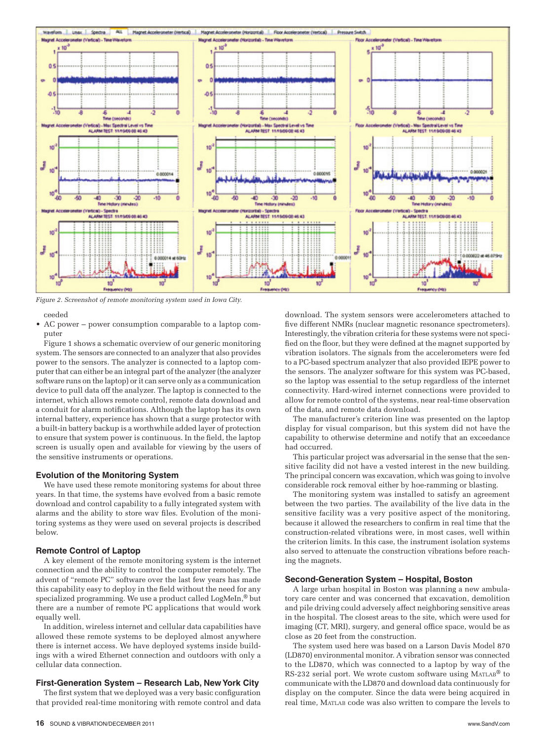*Figure 2. Screenshot of remote monitoring system used in Iowa City.*

ceeded

- AC power – power consumption comparable to a laptop computer

Figure 1 shows a schematic overview of our generic monitoring system. The sensors are connected to an analyzer that also provides power to the sensors. The analyzer is connected to a laptop computer that can either be an integral part of the analyzer (the analyzer software runs on the laptop) or it can serve only as a communication device to pull data off the analyzer. The laptop is connected to the internet, which allows remote control, remote data download and a conduit for alarm notifications. Although the laptop has its own internal battery, experience has shown that a surge protector with a built-in battery backup is a worthwhile added layer of protection to ensure that system power is continuous. In the field, the laptop screen is usually open and available for viewing by the users of the sensitive instruments or operations.

### Evolution of the Monitoring System

We have used these remote monitoring systems for about three years. In that time, the systems have evolved from a basic remote download and control capability to a fully integrated system with alarms and the ability to store wav files. Evolution of the monitoring systems as they were used on several projects is described below.

### Remote Control of Laptop

A key element of the remote monitoring system is the internet connection and the ability to control the computer remotely. The advent of "remote PC" software over the last few years has made this capability easy to deploy in the field without the need for any specialized programming. We use a product called LogMeIn,® but there are a number of remote PC applications that would work equally well.

In addition, wireless internet and cellular data capabilities have allowed these remote systems to be deployed almost anywhere there is internet access. We have deployed systems inside buildings with a wired Ethernet connection and outdoors with only a cellular data connection.

### First-Generation System – Research Lab, New York City

The first system that we deployed was a very basic configuration that provided real-time monitoring with remote control and data download. The system sensors were accelerometers attached to five different NMRs (nuclear magnetic resonance spectrometers). Interestingly, the vibration criteria for these systems were not specified on the floor, but they were defined at the magnet supported by vibration isolators. The signals from the accelerometers were fed to a PC-based spectrum analyzer that also provided IEPE power to the sensors. The analyzer software for this system was PC-based, so the laptop was essential to the setup regardless of the internet connectivity. Hard-wired internet connections were provided to allow for remote control of the systems, near real-time observation of the data, and remote data download.

The manufacturer's criterion line was presented on the laptop display for visual comparison, but this system did not have the capability to otherwise determine and notify that an exceedance had occurred.

This particular project was adversarial in the sense that the sensitive facility did not have a vested interest in the new building. The principal concern was excavation, which was going to involve considerable rock removal either by hoe-ramming or blasting.

The monitoring system was installed to satisfy an agreement between the two parties. The availability of the live data in the sensitive facility was a very positive aspect of the monitoring, because it allowed the researchers to confirm in real time that the construction-related vibrations were, in most cases, well within the criterion limits. In this case, the instrument isolation systems also served to attenuate the construction vibrations before reaching the magnets.

### Second-Generation System – Hospital, Boston

A large urban hospital in Boston was planning a new ambulatory care center and was concerned that excavation, demolition and pile driving could adversely affect neighboring sensitive areas in the hospital. The closest areas to the site, which were used for imaging (CT, MRI), surgery, and general office space, would be as close as 20 feet from the construction.

The system used here was based on a Larson Davis Model 870 (LD870) environmental monitor. A vibration sensor was connected to the LD870, which was connected to a laptop by way of the RS-232 serial port. We wrote custom software using MATLAB® to communicate with the LD870 and download data continuously for display on the computer. Since the data were being acquired in real time, MATLAB code was also written to compare the levels to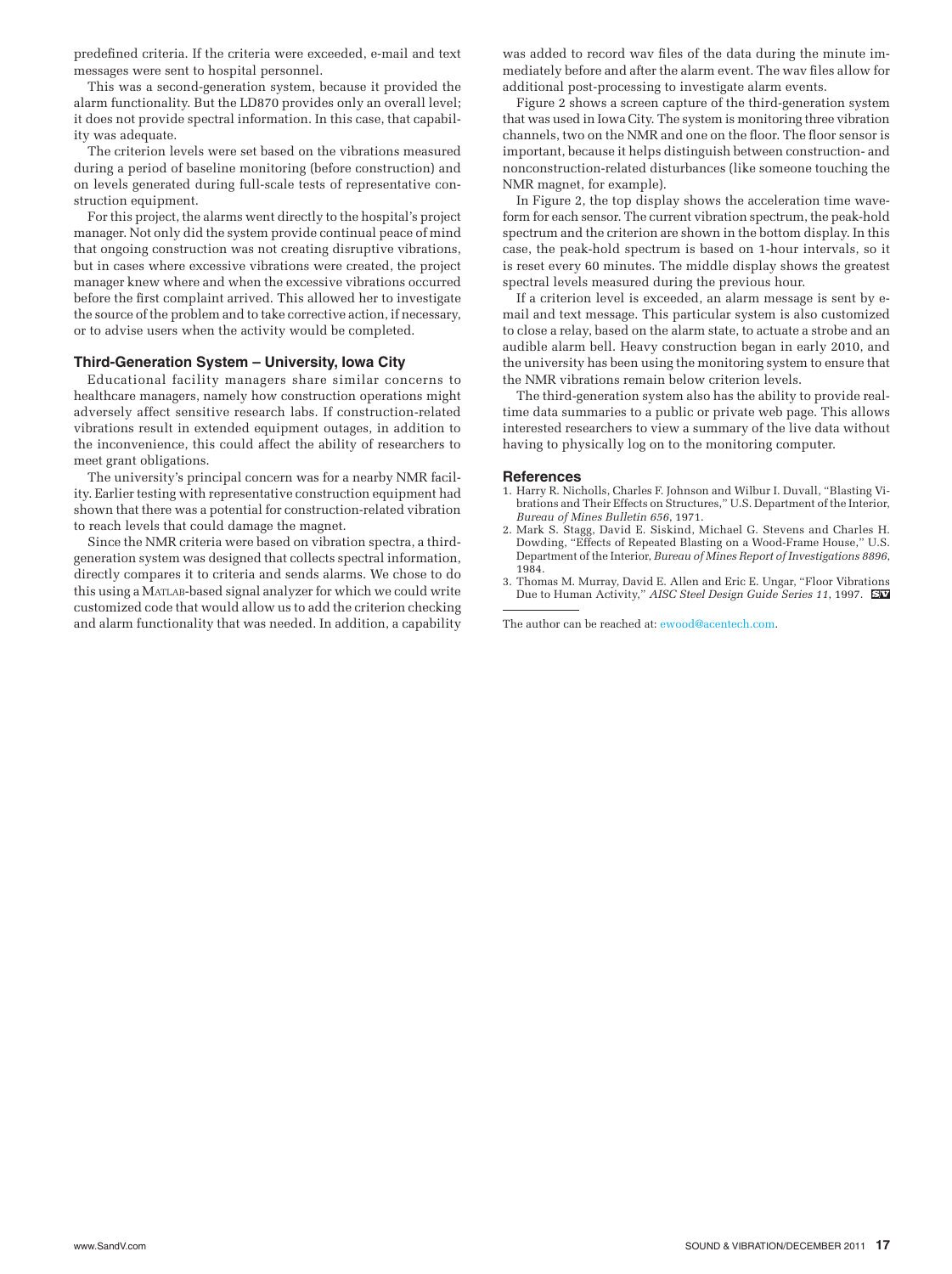predefined criteria. If the criteria were exceeded, e-mail and text messages were sent to hospital personnel.

This was a second-generation system, because it provided the alarm functionality. But the LD870 provides only an overall level; it does not provide spectral information. In this case, that capability was adequate.

The criterion levels were set based on the vibrations measured during a period of baseline monitoring (before construction) and on levels generated during full-scale tests of representative construction equipment.

For this project, the alarms went directly to the hospital's project manager. Not only did the system provide continual peace of mind that ongoing construction was not creating disruptive vibrations, but in cases where excessive vibrations were created, the project manager knew where and when the excessive vibrations occurred before the first complaint arrived. This allowed her to investigate the source of the problem and to take corrective action, if necessary, or to advise users when the activity would be completed.

### Third-Generation System – University, Iowa City

Educational facility managers share similar concerns to healthcare managers, namely how construction operations might adversely affect sensitive research labs. If construction-related vibrations result in extended equipment outages, in addition to the inconvenience, this could affect the ability of researchers to meet grant obligations.

The university's principal concern was for a nearby NMR facility. Earlier testing with representative construction equipment had shown that there was a potential for construction-related vibration to reach levels that could damage the magnet.

Since the NMR criteria were based on vibration spectra, a third-generation system was designed that collects spectral information, directly compares it to criteria and sends alarms. We chose to do this using a MATLAB-based signal analyzer for which we could write customized code that would allow us to add the criterion checking and alarm functionality that was needed. In addition, a capability was added to record wav files of the data during the minute immediately before and after the alarm event. The wav files allow for additional post-processing to investigate alarm events.

Figure 2 shows a screen capture of the third-generation system that was used in Iowa City. The system is monitoring three vibration channels, two on the NMR and one on the floor. The floor sensor is important, because it helps distinguish between construction- and nonconstruction-related disturbances (like someone touching the NMR magnet, for example).

In Figure 2, the top display shows the acceleration time waveform for each sensor. The current vibration spectrum, the peak-hold spectrum and the criterion are shown in the bottom display. In this case, the peak-hold spectrum is based on 1-hour intervals, so it is reset every 60 minutes. The middle display shows the greatest spectral levels measured during the previous hour.

If a criterion level is exceeded, an alarm message is sent by e-mail and text message. This particular system is also customized to close a relay, based on the alarm state, to actuate a strobe and an audible alarm bell. Heavy construction began in early 2010, and the university has been using the monitoring system to ensure that the NMR vibrations remain below criterion levels.

The third-generation system also has the ability to provide real-time data summaries to a public or private web page. This allows interested researchers to view a summary of the live data without having to physically log on to the monitoring computer.

### References

1. Harry R. Nicholls, Charles F. Johnson and Wilbur I. Duvall, "Blasting Vibrations and Their Effects on Structures," U.S. Department of the Interior, *Bureau of Mines Bulletin 656*, 1971.
2. Mark S. Stagg, David E. Siskind, Michael G. Stevens and Charles H. Dowding, "Effects of Repeated Blasting on a Wood-Frame House," U.S. Department of the Interior, *Bureau of Mines Report of Investigations 8896*, 1984.
3. Thomas M. Murray, David E. Allen and Eric E. Ungar, "Floor Vibrations Due to Human Activity," *AISC Steel Design Guide Series 11*, 1997.

The author can be reached at: ewood@acentech.com.